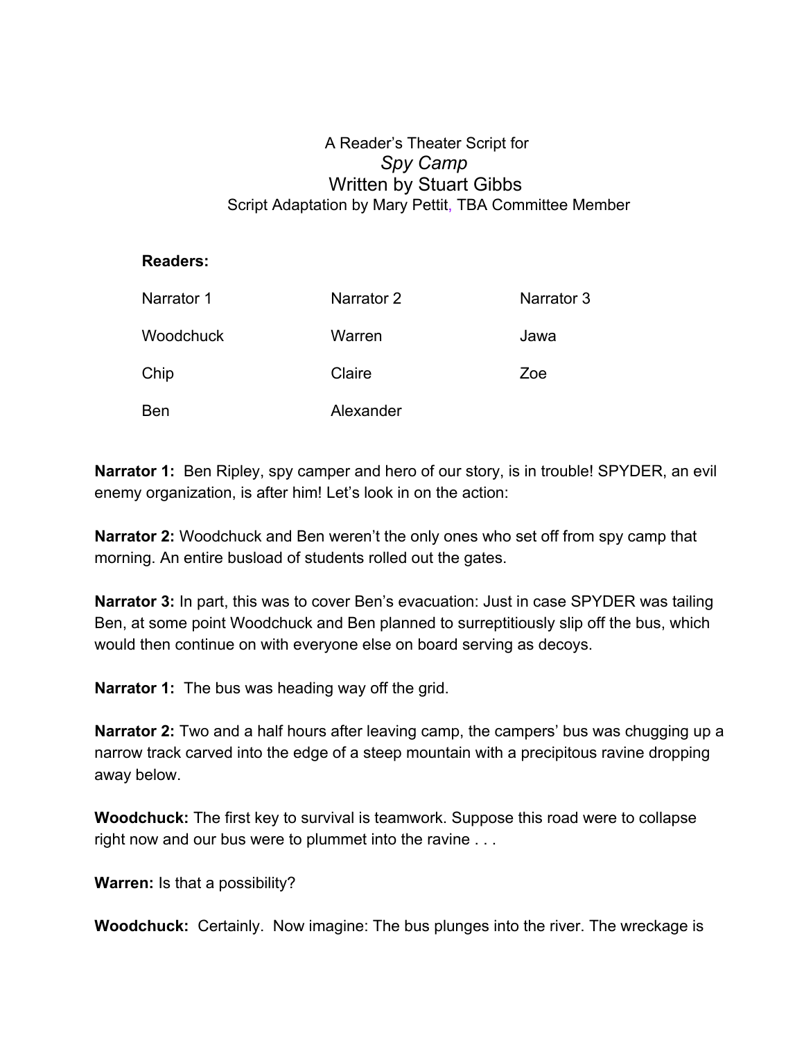A Reader's Theater Script for

*Spy Camp*

Written by Stuart Gibbs

Script Adaptation by Mary Pettit, TBA Committee Member

**Readers:**

| | | |
|---|---|---|
| Narrator 1 | Narrator 2 | Narrator 3 |
| Woodchuck | Warren | Jawa |
| Chip | Claire | Zoe |
| Ben | Alexander | |

**Narrator 1:** Ben Ripley, spy camper and hero of our story, is in trouble! SPYDER, an evil enemy organization, is after him! Let's look in on the action:

**Narrator 2:** Woodchuck and Ben weren't the only ones who set off from spy camp that morning. An entire busload of students rolled out the gates.

**Narrator 3:** In part, this was to cover Ben's evacuation: Just in case SPYDER was tailing Ben, at some point Woodchuck and Ben planned to surreptitiously slip off the bus, which would then continue on with everyone else on board serving as decoys.

**Narrator 1:** The bus was heading way off the grid.

**Narrator 2:** Two and a half hours after leaving camp, the campers' bus was chugging up a narrow track carved into the edge of a steep mountain with a precipitous ravine dropping away below.

**Woodchuck:** The first key to survival is teamwork. Suppose this road were to collapse right now and our bus were to plummet into the ravine . . .

**Warren:** Is that a possibility?

**Woodchuck:** Certainly. Now imagine: The bus plunges into the river. The wreckage is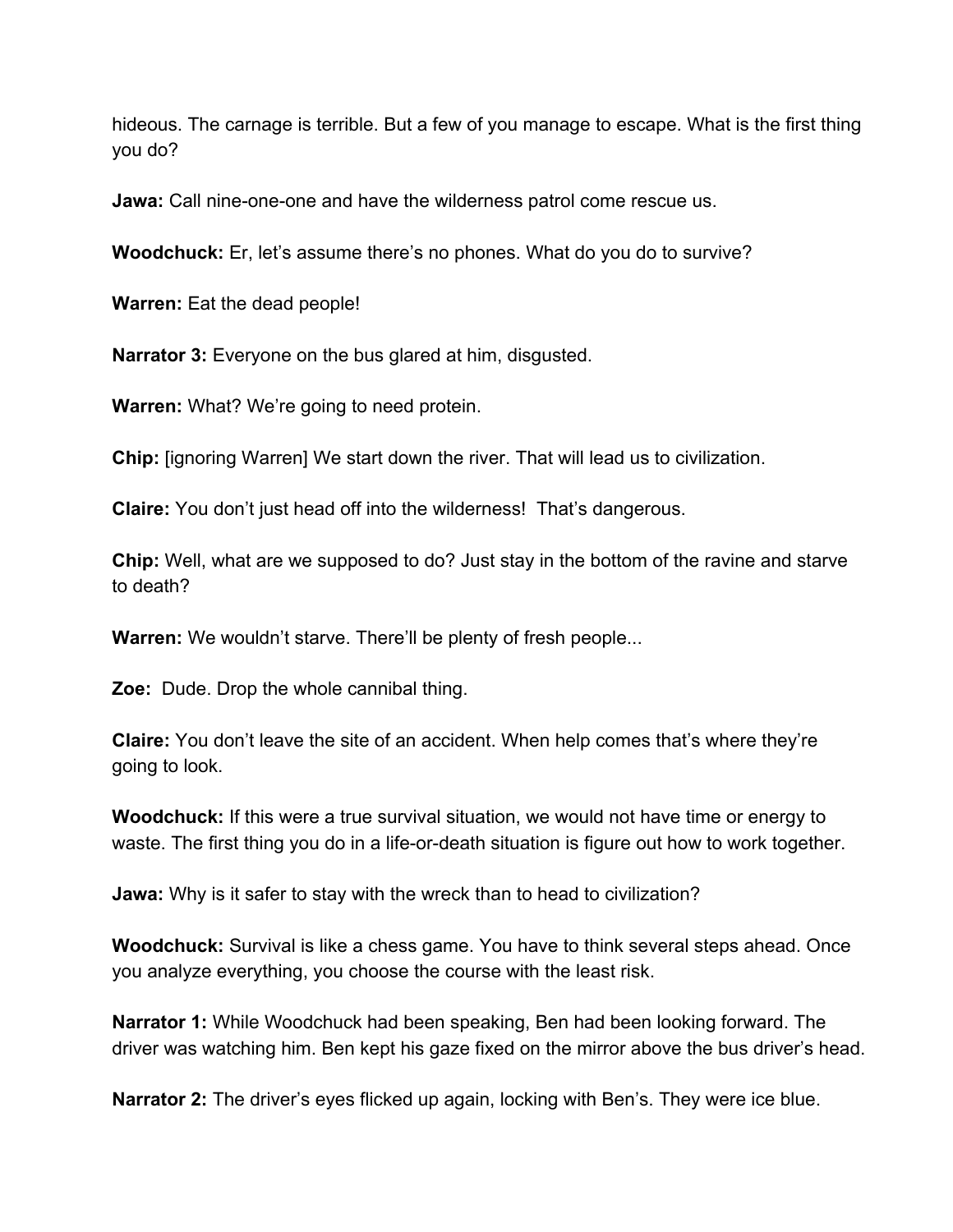hideous. The carnage is terrible. But a few of you manage to escape. What is the first thing you do?

**Jawa:** Call nine-one-one and have the wilderness patrol come rescue us.

**Woodchuck:** Er, let's assume there's no phones. What do you do to survive?

**Warren:** Eat the dead people!

**Narrator 3:** Everyone on the bus glared at him, disgusted.

**Warren:** What? We're going to need protein.

**Chip:** [ignoring Warren] We start down the river. That will lead us to civilization.

**Claire:** You don't just head off into the wilderness!  That's dangerous.

**Chip:** Well, what are we supposed to do? Just stay in the bottom of the ravine and starve to death?

**Warren:** We wouldn't starve. There'll be plenty of fresh people...

**Zoe:**  Dude. Drop the whole cannibal thing.

**Claire:** You don't leave the site of an accident. When help comes that's where they're going to look.

**Woodchuck:** If this were a true survival situation, we would not have time or energy to waste. The first thing you do in a life-or-death situation is figure out how to work together.

**Jawa:** Why is it safer to stay with the wreck than to head to civilization?

**Woodchuck:** Survival is like a chess game. You have to think several steps ahead. Once you analyze everything, you choose the course with the least risk.

**Narrator 1:** While Woodchuck had been speaking, Ben had been looking forward. The driver was watching him. Ben kept his gaze fixed on the mirror above the bus driver's head.

**Narrator 2:** The driver's eyes flicked up again, locking with Ben's. They were ice blue.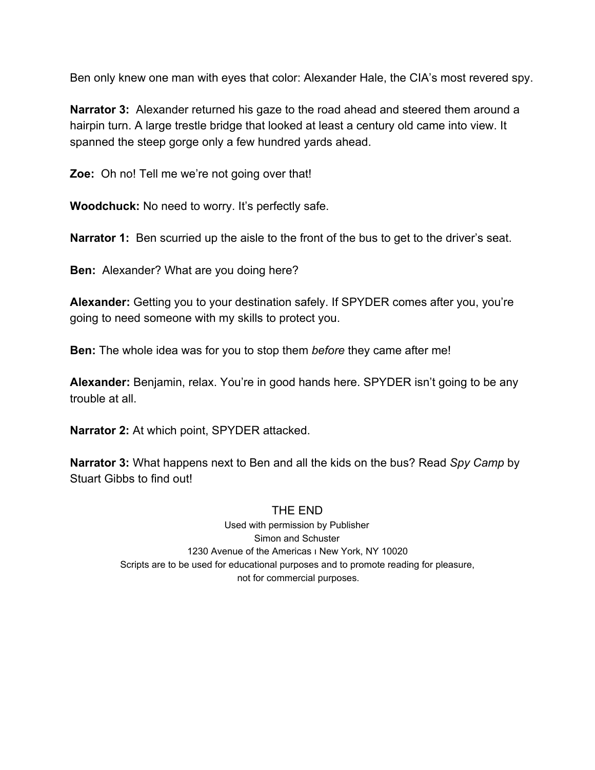Ben only knew one man with eyes that color: Alexander Hale, the CIA's most revered spy.

**Narrator 3:** Alexander returned his gaze to the road ahead and steered them around a hairpin turn. A large trestle bridge that looked at least a century old came into view. It spanned the steep gorge only a few hundred yards ahead.

**Zoe:** Oh no! Tell me we're not going over that!

**Woodchuck:** No need to worry. It's perfectly safe.

**Narrator 1:** Ben scurried up the aisle to the front of the bus to get to the driver's seat.

**Ben:** Alexander? What are you doing here?

**Alexander:** Getting you to your destination safely. If SPYDER comes after you, you're going to need someone with my skills to protect you.

**Ben:** The whole idea was for you to stop them *before* they came after me!

**Alexander:** Benjamin, relax. You're in good hands here. SPYDER isn't going to be any trouble at all.

**Narrator 2:** At which point, SPYDER attacked.

**Narrator 3:** What happens next to Ben and all the kids on the bus? Read *Spy Camp* by Stuart Gibbs to find out!

THE END

Used with permission by Publisher
Simon and Schuster
1230 Avenue of the Americas ı New York, NY 10020
Scripts are to be used for educational purposes and to promote reading for pleasure, not for commercial purposes.